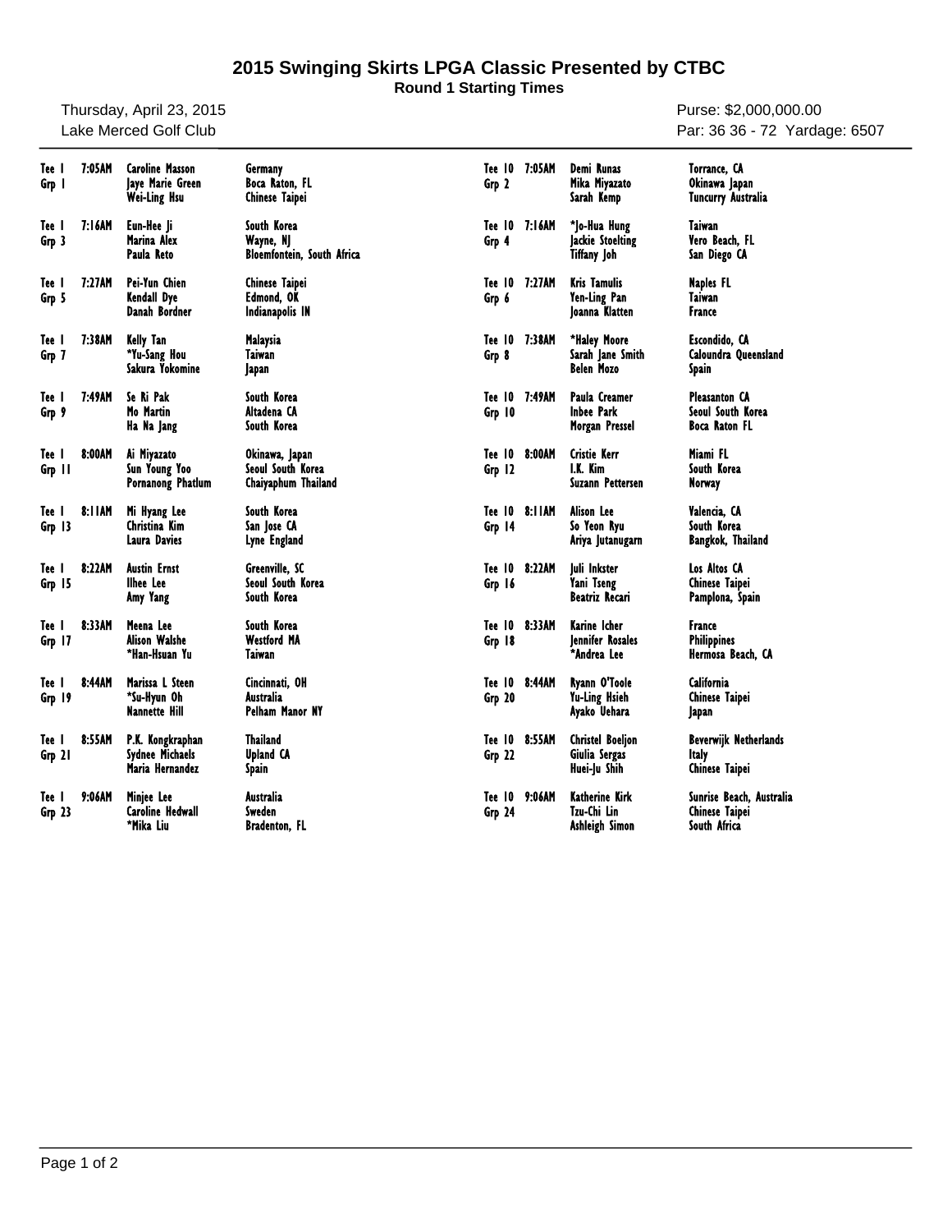# 2015 Swinging Skirts LPGA Classic Presented by CTBC

**Round 1 Starting Times**

Thursday, April 23, 2015
Lake Merced Golf Club

Purse: $2,000,000.00
Par: 36 36 - 72 Yardage: 6507

| Tee / Grp | Time | Player | Hometown |
|---|---|---|---|
| Tee 1 Grp 1 | 7:05AM | Caroline Masson | Germany |
| | | Jaye Marie Green | Boca Raton, FL |
| | | Wei-Ling Hsu | Chinese Taipei |
| Tee 1 Grp 3 | 7:16AM | Eun-Hee Ji | South Korea |
| | | Marina Alex | Wayne, NJ |
| | | Paula Reto | Bloemfontein, South Africa |
| Tee 1 Grp 5 | 7:27AM | Pei-Yun Chien | Chinese Taipei |
| | | Kendall Dye | Edmond, OK |
| | | Danah Bordner | Indianapolis IN |
| Tee 1 Grp 7 | 7:38AM | Kelly Tan | Malaysia |
| | | *Yu-Sang Hou | Taiwan |
| | | Sakura Yokomine | Japan |
| Tee 1 Grp 9 | 7:49AM | Se Ri Pak | South Korea |
| | | Mo Martin | Altadena CA |
| | | Ha Na Jang | South Korea |
| Tee 1 Grp 11 | 8:00AM | Ai Miyazato | Okinawa, Japan |
| | | Sun Young Yoo | Seoul South Korea |
| | | Pornanong Phatlum | Chaiyaphum Thailand |
| Tee 1 Grp 13 | 8:11AM | Mi Hyang Lee | South Korea |
| | | Christina Kim | San Jose CA |
| | | Laura Davies | Lyne England |
| Tee 1 Grp 15 | 8:22AM | Austin Ernst | Greenville, SC |
| | | Ilhee Lee | Seoul South Korea |
| | | Amy Yang | South Korea |
| Tee 1 Grp 17 | 8:33AM | Meena Lee | South Korea |
| | | Alison Walshe | Westford MA |
| | | *Han-Hsuan Yu | Taiwan |
| Tee 1 Grp 19 | 8:44AM | Marissa L Steen | Cincinnati, OH |
| | | *Su-Hyun Oh | Australia |
| | | Nannette Hill | Pelham Manor NY |
| Tee 1 Grp 21 | 8:55AM | P.K. Kongkraphan | Thailand |
| | | Sydnee Michaels | Upland CA |
| | | Maria Hernandez | Spain |
| Tee 1 Grp 23 | 9:06AM | Minjee Lee | Australia |
| | | Caroline Hedwall | Sweden |
| | | *Mika Liu | Bradenton, FL |
| Tee 10 Grp 2 | 7:05AM | Demi Runas | Torrance, CA |
| | | Mika Miyazato | Okinawa Japan |
| | | Sarah Kemp | Tuncurry Australia |
| Tee 10 Grp 4 | 7:16AM | *Jo-Hua Hung | Taiwan |
| | | Jackie Stoelting | Vero Beach, FL |
| | | Tiffany Joh | San Diego CA |
| Tee 10 Grp 6 | 7:27AM | Kris Tamulis | Naples FL |
| | | Yen-Ling Pan | Taiwan |
| | | Joanna Klatten | France |
| Tee 10 Grp 8 | 7:38AM | *Haley Moore | Escondido, CA |
| | | Sarah Jane Smith | Caloundra Queensland |
| | | Belen Mozo | Spain |
| Tee 10 Grp 10 | 7:49AM | Paula Creamer | Pleasanton CA |
| | | Inbee Park | Seoul South Korea |
| | | Morgan Pressel | Boca Raton FL |
| Tee 10 Grp 12 | 8:00AM | Cristie Kerr | Miami FL |
| | | I.K. Kim | South Korea |
| | | Suzann Pettersen | Norway |
| Tee 10 Grp 14 | 8:11AM | Alison Lee | Valencia, CA |
| | | So Yeon Ryu | South Korea |
| | | Ariya Jutanugarn | Bangkok, Thailand |
| Tee 10 Grp 16 | 8:22AM | Juli Inkster | Los Altos CA |
| | | Yani Tseng | Chinese Taipei |
| | | Beatriz Recari | Pamplona, Spain |
| Tee 10 Grp 18 | 8:33AM | Karine Icher | France |
| | | Jennifer Rosales | Philippines |
| | | *Andrea Lee | Hermosa Beach, CA |
| Tee 10 Grp 20 | 8:44AM | Ryann O'Toole | California |
| | | Yu-Ling Hsieh | Chinese Taipei |
| | | Ayako Uehara | Japan |
| Tee 10 Grp 22 | 8:55AM | Christel Boeljon | Beverwijk Netherlands |
| | | Giulia Sergas | Italy |
| | | Huei-Ju Shih | Chinese Taipei |
| Tee 10 Grp 24 | 9:06AM | Katherine Kirk | Sunrise Beach, Australia |
| | | Tzu-Chi Lin | Chinese Taipei |
| | | Ashleigh Simon | South Africa |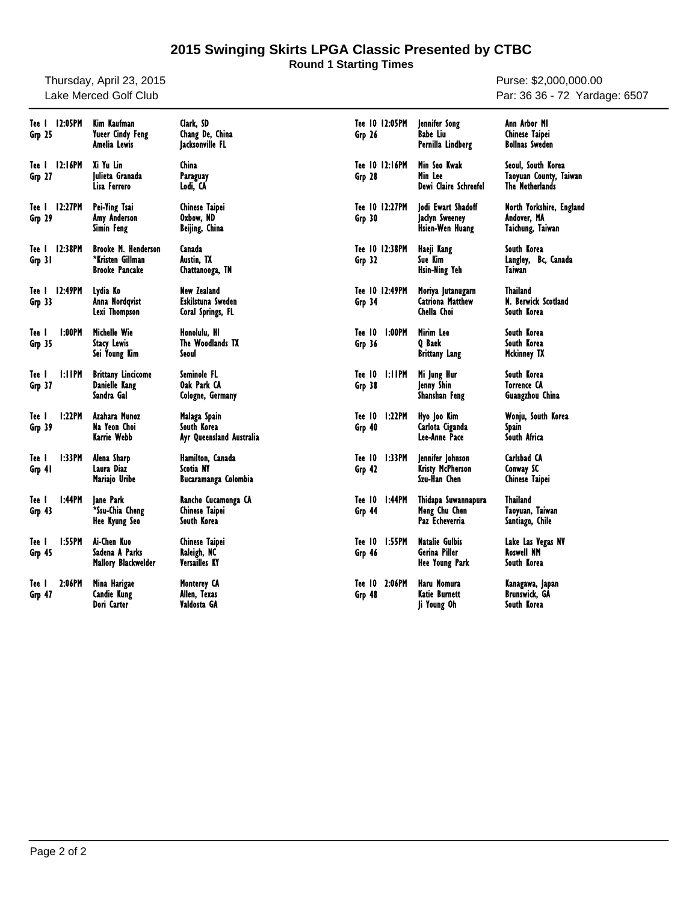# 2015 Swinging Skirts LPGA Classic Presented by CTBC

**Round 1 Starting Times**

Thursday, April 23, 2015
Lake Merced Golf Club

Purse: $2,000,000.00
Par: 36 36 - 72 Yardage: 6507

| Tee / Group | Player | Hometown |
|---|---|---|
| Tee 1 12:05PM Grp 25 | Kim Kaufman | Clark, SD |
| | Yueer Cindy Feng | Chang De, China |
| | Amelia Lewis | Jacksonville FL |
| Tee 1 12:16PM Grp 27 | Xi Yu Lin | China |
| | Julieta Granada | Paraguay |
| | Lisa Ferrero | Lodi, CA |
| Tee 1 12:27PM Grp 29 | Pei-Ying Tsai | Chinese Taipei |
| | Amy Anderson | Oxbow, ND |
| | Simin Feng | Beijing, China |
| Tee 1 12:38PM Grp 31 | Brooke M. Henderson | Canada |
| | *Kristen Gillman | Austin, TX |
| | Brooke Pancake | Chattanooga, TN |
| Tee 1 12:49PM Grp 33 | Lydia Ko | New Zealand |
| | Anna Nordqvist | Eskilstuna Sweden |
| | Lexi Thompson | Coral Springs, FL |
| Tee 1 1:00PM Grp 35 | Michelle Wie | Honolulu, HI |
| | Stacy Lewis | The Woodlands TX |
| | Sei Young Kim | Seoul |
| Tee 1 1:11PM Grp 37 | Brittany Lincicome | Seminole FL |
| | Danielle Kang | Oak Park CA |
| | Sandra Gal | Cologne, Germany |
| Tee 1 1:22PM Grp 39 | Azahara Munoz | Malaga Spain |
| | Na Yeon Choi | South Korea |
| | Karrie Webb | Ayr Queensland Australia |
| Tee 1 1:33PM Grp 41 | Alena Sharp | Hamilton, Canada |
| | Laura Diaz | Scotia NY |
| | Mariajo Uribe | Bucaramanga Colombia |
| Tee 1 1:44PM Grp 43 | Jane Park | Rancho Cucamonga CA |
| | *Ssu-Chia Cheng | Chinese Taipei |
| | Hee Kyung Seo | South Korea |
| Tee 1 1:55PM Grp 45 | Ai-Chen Kuo | Chinese Taipei |
| | Sadena A Parks | Raleigh, NC |
| | Mallory Blackwelder | Versailles KY |
| Tee 1 2:06PM Grp 47 | Mina Harigae | Monterey CA |
| | Candie Kung | Allen, Texas |
| | Dori Carter | Valdosta GA |
| Tee 10 12:05PM Grp 26 | Jennifer Song | Ann Arbor MI |
| | Babe Liu | Chinese Taipei |
| | Pernilla Lindberg | Bollnas Sweden |
| Tee 10 12:16PM Grp 28 | Min Seo Kwak | Seoul, South Korea |
| | Min Lee | Taoyuan County, Taiwan |
| | Dewi Claire Schreefel | The Netherlands |
| Tee 10 12:27PM Grp 30 | Jodi Ewart Shadoff | North Yorkshire, England |
| | Jaclyn Sweeney | Andover, MA |
| | Hsien-Wen Huang | Taichung, Taiwan |
| Tee 10 12:38PM Grp 32 | Haeji Kang | South Korea |
| | Sue Kim | Langley, Bc, Canada |
| | Hsin-Ning Yeh | Taiwan |
| Tee 10 12:49PM Grp 34 | Moriya Jutanugarn | Thailand |
| | Catriona Matthew | N. Berwick Scotland |
| | Chella Choi | South Korea |
| Tee 10 1:00PM Grp 36 | Mirim Lee | South Korea |
| | Q Baek | South Korea |
| | Brittany Lang | Mckinney TX |
| Tee 10 1:11PM Grp 38 | Mi Jung Hur | South Korea |
| | Jenny Shin | Torrence CA |
| | Shanshan Feng | Guangzhou China |
| Tee 10 1:22PM Grp 40 | Hyo Joo Kim | Wonju, South Korea |
| | Carlota Ciganda | Spain |
| | Lee-Anne Pace | South Africa |
| Tee 10 1:33PM Grp 42 | Jennifer Johnson | Carlsbad CA |
| | Kristy McPherson | Conway SC |
| | Szu-Han Chen | Chinese Taipei |
| Tee 10 1:44PM Grp 44 | Thidapa Suwannapura | Thailand |
| | Meng Chu Chen | Taoyuan, Taiwan |
| | Paz Echeverria | Santiago, Chile |
| Tee 10 1:55PM Grp 46 | Natalie Gulbis | Lake Las Vegas NV |
| | Gerina Piller | Roswell NM |
| | Hee Young Park | South Korea |
| Tee 10 2:06PM Grp 48 | Haru Nomura | Kanagawa, Japan |
| | Katie Burnett | Brunswick, GA |
| | Ji Young Oh | South Korea |